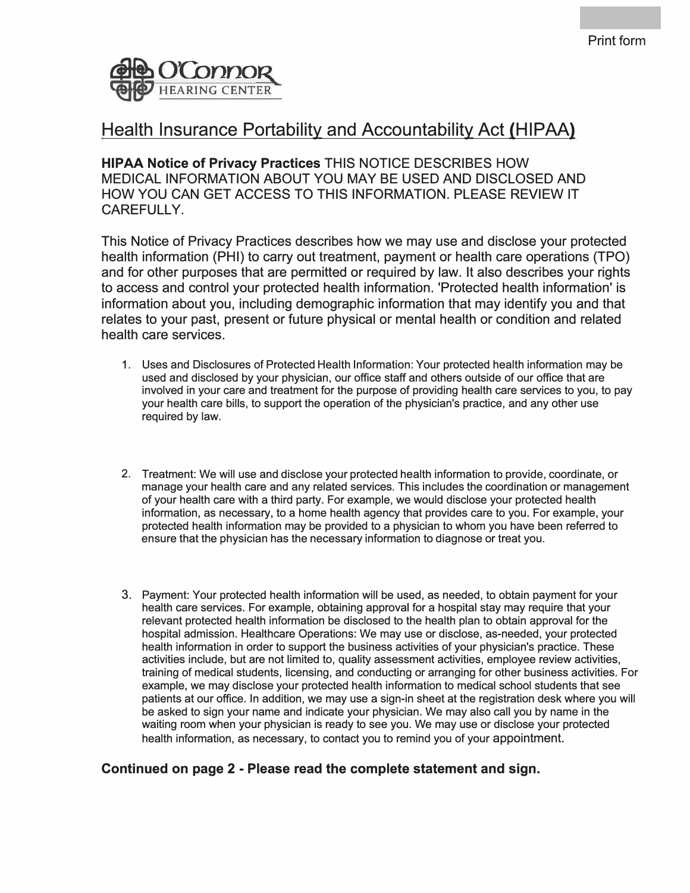Print form

O'Connor Hearing Center

# Health Insurance Portability and Accountability Act (HIPAA)

**HIPAA Notice of Privacy Practices** THIS NOTICE DESCRIBES HOW MEDICAL INFORMATION ABOUT YOU MAY BE USED AND DISCLOSED AND HOW YOU CAN GET ACCESS TO THIS INFORMATION. PLEASE REVIEW IT CAREFULLY.

This Notice of Privacy Practices describes how we may use and disclose your protected health information (PHI) to carry out treatment, payment or health care operations (TPO) and for other purposes that are permitted or required by law. It also describes your rights to access and control your protected health information. 'Protected health information' is information about you, including demographic information that may identify you and that relates to your past, present or future physical or mental health or condition and related health care services.

1. Uses and Disclosures of Protected Health Information: Your protected health information may be used and disclosed by your physician, our office staff and others outside of our office that are involved in your care and treatment for the purpose of providing health care services to you, to pay your health care bills, to support the operation of the physician's practice, and any other use required by law.

2. Treatment: We will use and disclose your protected health information to provide, coordinate, or manage your health care and any related services. This includes the coordination or management of your health care with a third party. For example, we would disclose your protected health information, as necessary, to a home health agency that provides care to you. For example, your protected health information may be provided to a physician to whom you have been referred to ensure that the physician has the necessary information to diagnose or treat you.

3. Payment: Your protected health information will be used, as needed, to obtain payment for your health care services. For example, obtaining approval for a hospital stay may require that your relevant protected health information be disclosed to the health plan to obtain approval for the hospital admission. Healthcare Operations: We may use or disclose, as-needed, your protected health information in order to support the business activities of your physician's practice. These activities include, but are not limited to, quality assessment activities, employee review activities, training of medical students, licensing, and conducting or arranging for other business activities. For example, we may disclose your protected health information to medical school students that see patients at our office. In addition, we may use a sign-in sheet at the registration desk where you will be asked to sign your name and indicate your physician. We may also call you by name in the waiting room when your physician is ready to see you. We may use or disclose your protected health information, as necessary, to contact you to remind you of your appointment.

**Continued on page 2 - Please read the complete statement and sign.**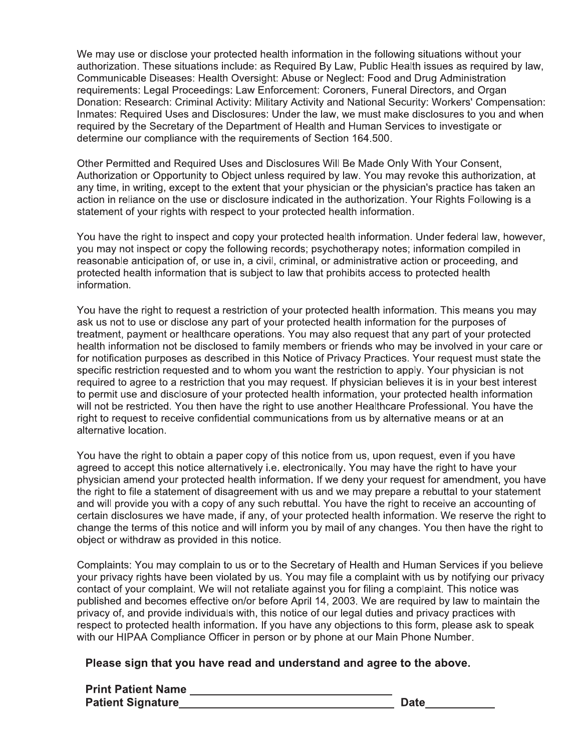We may use or disclose your protected health information in the following situations without your authorization. These situations include: as Required By Law, Public Health issues as required by law, Communicable Diseases: Health Oversight: Abuse or Neglect: Food and Drug Administration requirements: Legal Proceedings: Law Enforcement: Coroners, Funeral Directors, and Organ Donation: Research: Criminal Activity: Military Activity and National Security: Workers' Compensation: Inmates: Required Uses and Disclosures: Under the law, we must make disclosures to you and when required by the Secretary of the Department of Health and Human Services to investigate or determine our compliance with the requirements of Section 164.500.

Other Permitted and Required Uses and Disclosures Will Be Made Only With Your Consent, Authorization or Opportunity to Object unless required by law. You may revoke this authorization, at any time, in writing, except to the extent that your physician or the physician's practice has taken an action in reliance on the use or disclosure indicated in the authorization. Your Rights Following is a statement of your rights with respect to your protected health information.

You have the right to inspect and copy your protected health information. Under federal law, however, you may not inspect or copy the following records; psychotherapy notes; information compiled in reasonable anticipation of, or use in, a civil, criminal, or administrative action or proceeding, and protected health information that is subject to law that prohibits access to protected health information.

You have the right to request a restriction of your protected health information. This means you may ask us not to use or disclose any part of your protected health information for the purposes of treatment, payment or healthcare operations. You may also request that any part of your protected health information not be disclosed to family members or friends who may be involved in your care or for notification purposes as described in this Notice of Privacy Practices. Your request must state the specific restriction requested and to whom you want the restriction to apply. Your physician is not required to agree to a restriction that you may request. If physician believes it is in your best interest to permit use and disclosure of your protected health information, your protected health information will not be restricted. You then have the right to use another Healthcare Professional. You have the right to request to receive confidential communications from us by alternative means or at an alternative location.

You have the right to obtain a paper copy of this notice from us, upon request, even if you have agreed to accept this notice alternatively i.e. electronically. You may have the right to have your physician amend your protected health information. If we deny your request for amendment, you have the right to file a statement of disagreement with us and we may prepare a rebuttal to your statement and will provide you with a copy of any such rebuttal. You have the right to receive an accounting of certain disclosures we have made, if any, of your protected health information. We reserve the right to change the terms of this notice and will inform you by mail of any changes. You then have the right to object or withdraw as provided in this notice.

Complaints: You may complain to us or to the Secretary of Health and Human Services if you believe your privacy rights have been violated by us. You may file a complaint with us by notifying our privacy contact of your complaint. We will not retaliate against you for filing a complaint. This notice was published and becomes effective on/or before April 14, 2003. We are required by law to maintain the privacy of, and provide individuals with, this notice of our legal duties and privacy practices with respect to protected health information. If you have any objections to this form, please ask to speak with our HIPAA Compliance Officer in person or by phone at our Main Phone Number.

**Please sign that you have read and understand and agree to the above.**

**Print Patient Name** ________________________________

**Patient Signature**__________________________________ **Date**__________